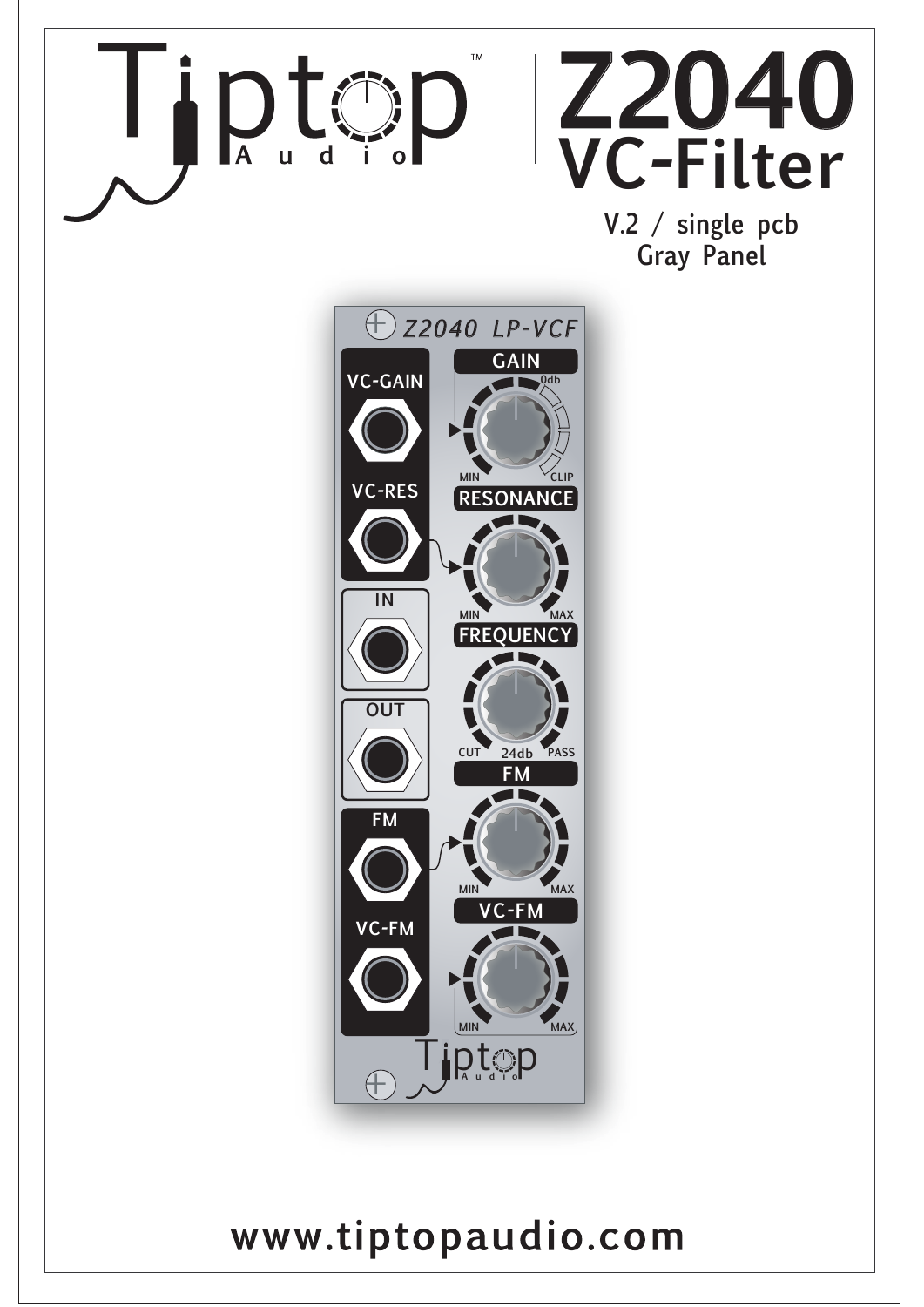# Tiptop Audio™

# Z2040 VC-Filter

V.2 / single pcb
Gray Panel

www.tiptopaudio.com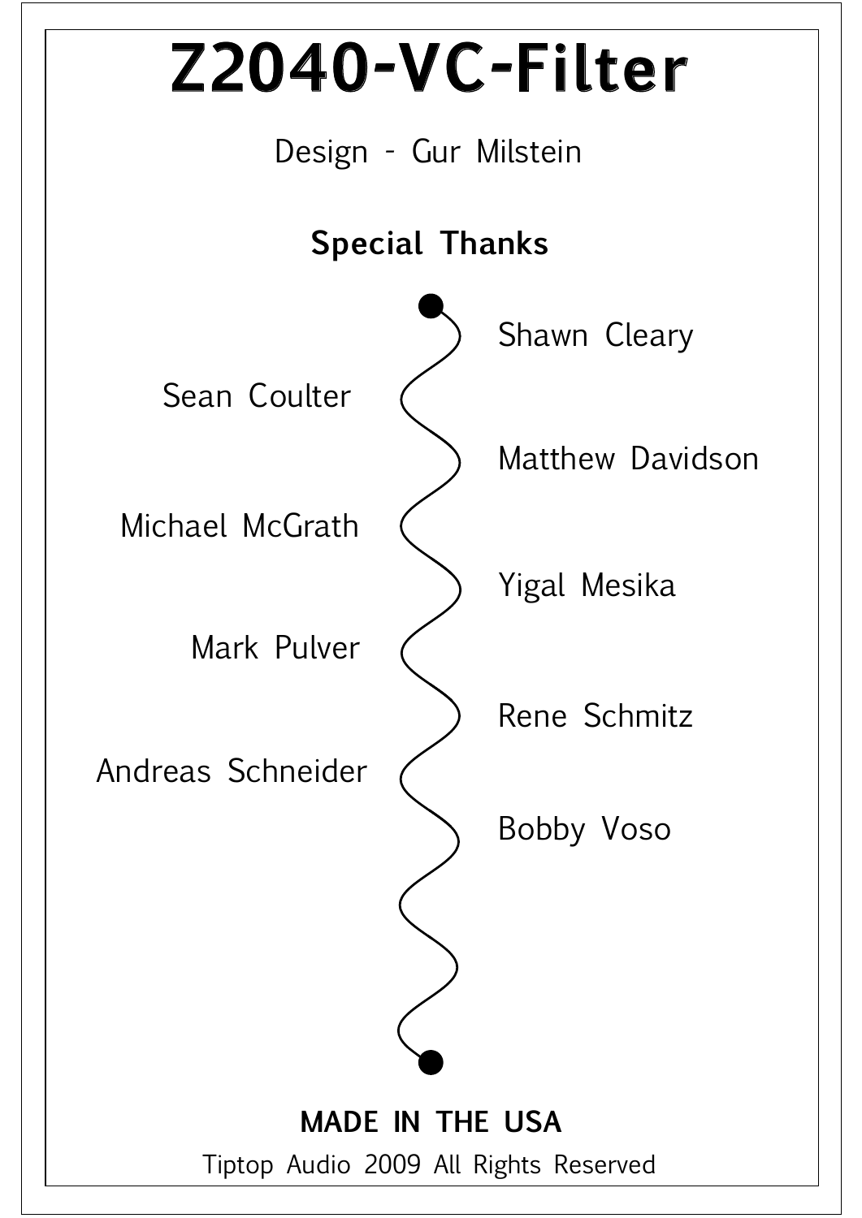# Z2040-VC-Filter

Design - Gur Milstein

**Special Thanks**

Shawn Cleary

Sean Coulter

Matthew Davidson

Michael McGrath

Yigal Mesika

Mark Pulver

Rene Schmitz

Andreas Schneider

Bobby Voso

**MADE IN THE USA**

Tiptop Audio 2009 All Rights Reserved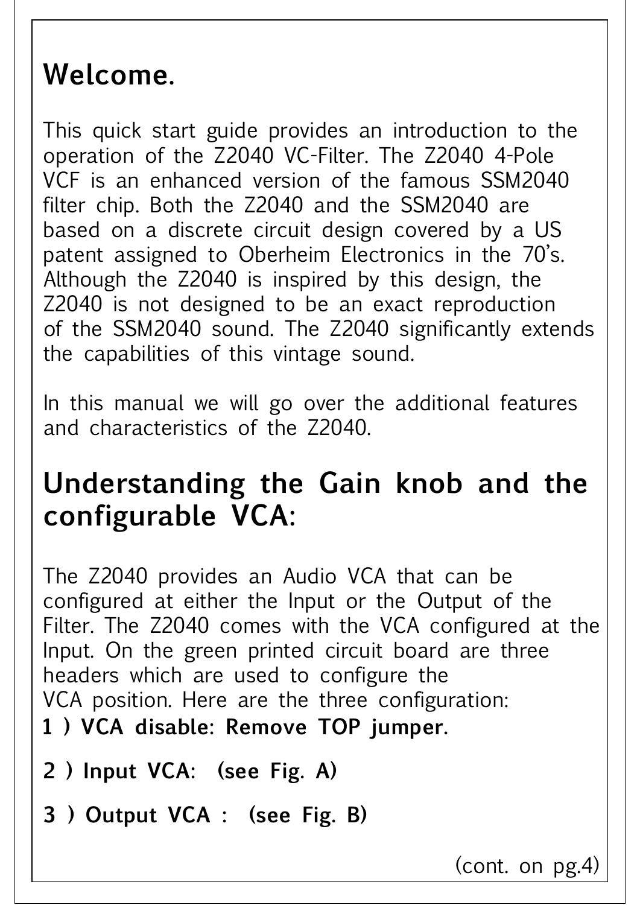# Welcome.

This quick start guide provides an introduction to the operation of the Z2040 VC-Filter. The Z2040 4-Pole VCF is an enhanced version of the famous SSM2040 filter chip. Both the Z2040 and the SSM2040 are based on a discrete circuit design covered by a US patent assigned to Oberheim Electronics in the 70's. Although the Z2040 is inspired by this design, the Z2040 is not designed to be an exact reproduction of the SSM2040 sound. The Z2040 significantly extends the capabilities of this vintage sound.

In this manual we will go over the additional features and characteristics of the Z2040.

# Understanding the Gain knob and the configurable VCA:

The Z2040 provides an Audio VCA that can be configured at either the Input or the Output of the Filter. The Z2040 comes with the VCA configured at the Input. On the green printed circuit board are three headers which are used to configure the VCA position. Here are the three configuration:

**1 ) VCA disable: Remove TOP jumper.**

**2 ) Input VCA: (see Fig. A)**

**3 ) Output VCA : (see Fig. B)**

(cont. on pg.4)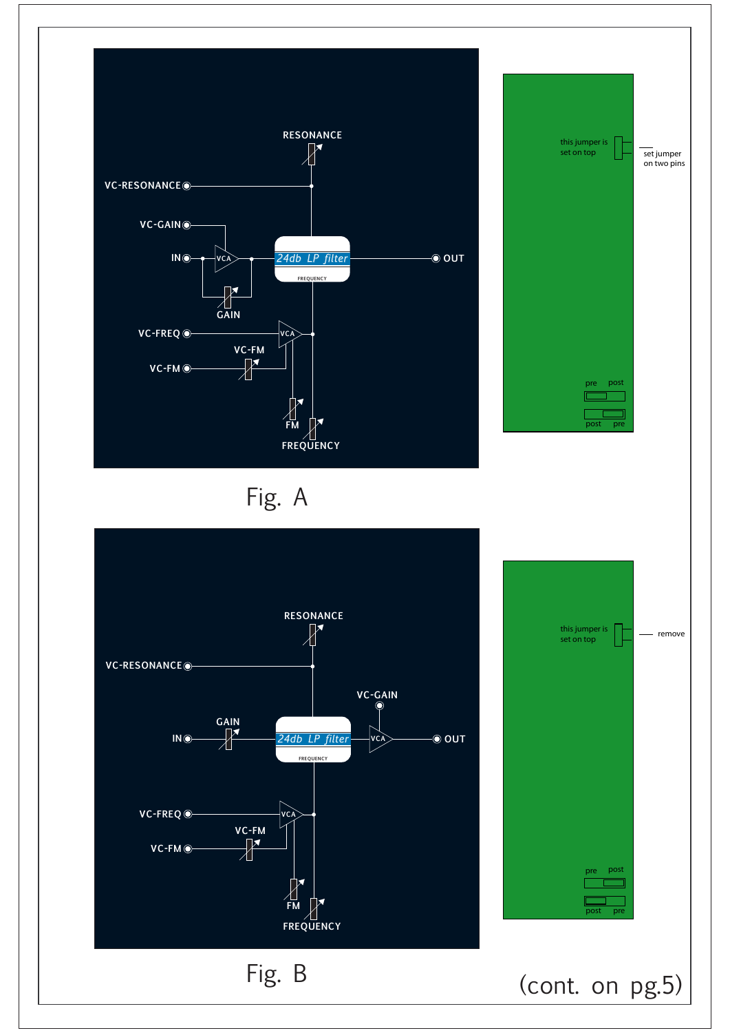RESONANCE

VC-RESONANCE

VC-GAIN

IN

VCA

GAIN

24db LP filter

FREQUENCY

OUT

VC-FREQ

VCA

VC-FM

VC-FM

FM

FREQUENCY

this jumper is set on top

set jumper on two pins

pre post

post pre

Fig. A

RESONANCE

VC-RESONANCE

VC-GAIN

GAIN

IN

24db LP filter

FREQUENCY

VCA

OUT

VC-FREQ

VCA

VC-FM

VC-FM

FM

FREQUENCY

this jumper is set on top

remove

pre post

post pre

Fig. B

(cont. on pg.5)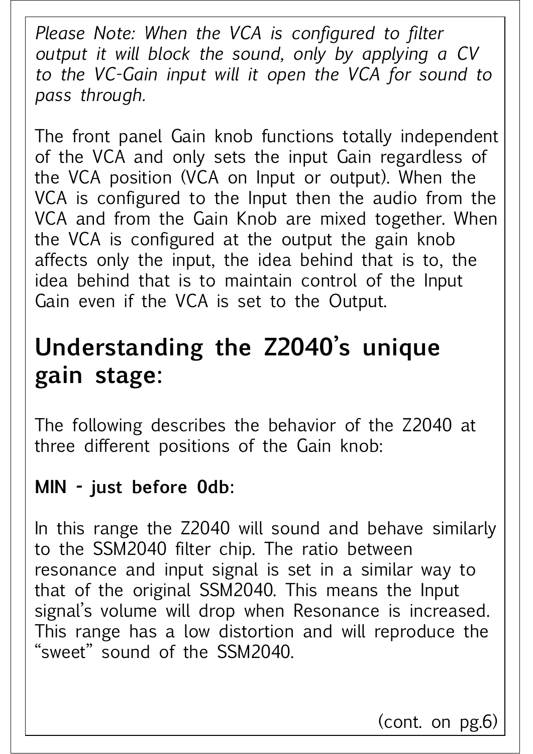*Please Note: When the VCA is configured to filter output it will block the sound, only by applying a CV to the VC-Gain input will it open the VCA for sound to pass through.*

The front panel Gain knob functions totally independent of the VCA and only sets the input Gain regardless of the VCA position (VCA on Input or output). When the VCA is configured to the Input then the audio from the VCA and from the Gain Knob are mixed together. When the VCA is configured at the output the gain knob affects only the input, the idea behind that is to, the idea behind that is to maintain control of the Input Gain even if the VCA is set to the Output.

## Understanding the Z2040's unique gain stage:

The following describes the behavior of the Z2040 at three different positions of the Gain knob:

**MIN - just before 0db**:

In this range the Z2040 will sound and behave similarly to the SSM2040 filter chip. The ratio between resonance and input signal is set in a similar way to that of the original SSM2040. This means the Input signal's volume will drop when Resonance is increased. This range has a low distortion and will reproduce the "sweet" sound of the SSM2040.

(cont. on pg.6)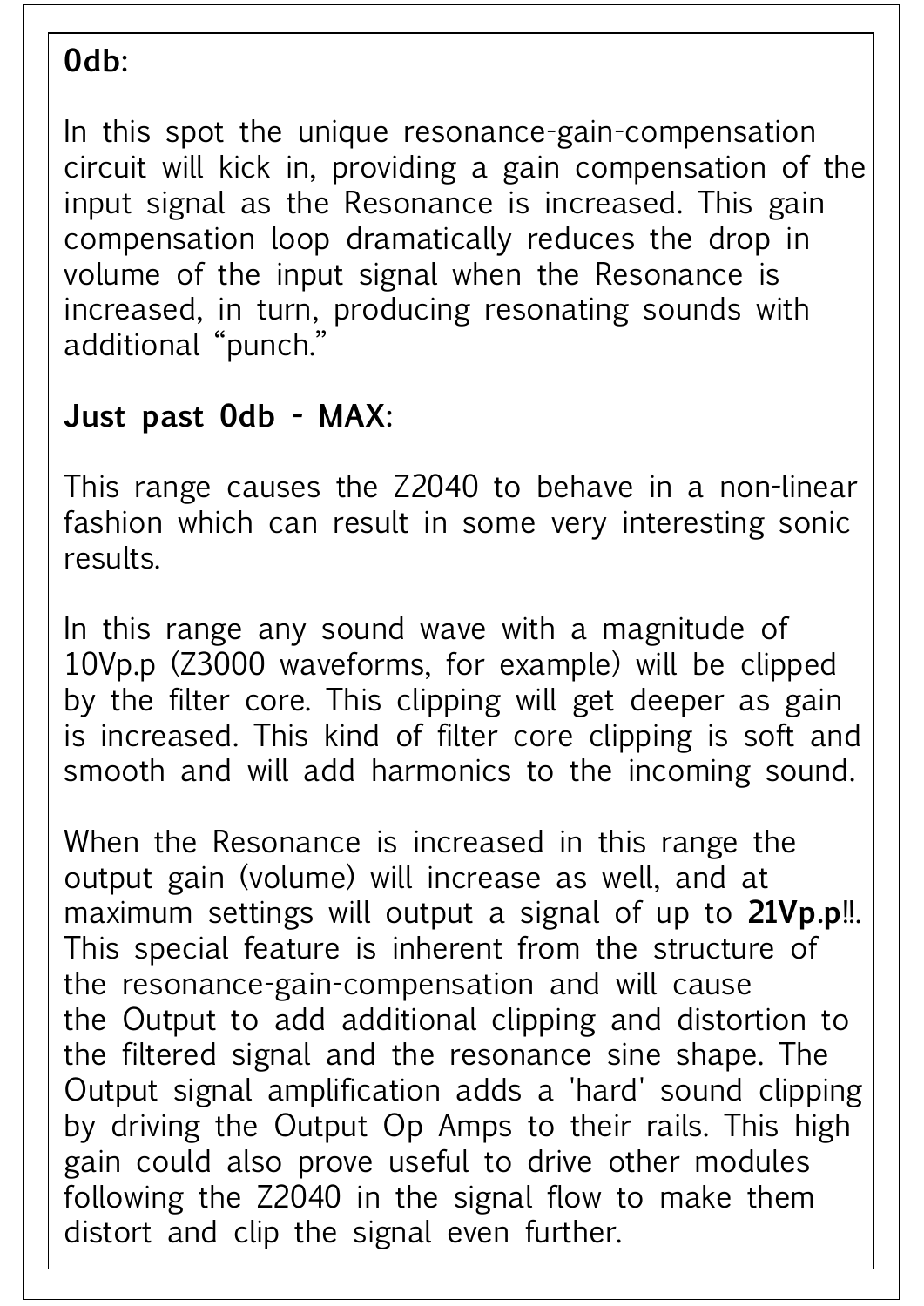**0db**:

In this spot the unique resonance-gain-compensation circuit will kick in, providing a gain compensation of the input signal as the Resonance is increased. This gain compensation loop dramatically reduces the drop in volume of the input signal when the Resonance is increased, in turn, producing resonating sounds with additional “punch.”

**Just past 0db - MAX**:

This range causes the Z2040 to behave in a non-linear fashion which can result in some very interesting sonic results.

In this range any sound wave with a magnitude of 10Vp.p (Z3000 waveforms, for example) will be clipped by the filter core. This clipping will get deeper as gain is increased. This kind of filter core clipping is soft and smooth and will add harmonics to the incoming sound.

When the Resonance is increased in this range the output gain (volume) will increase as well, and at maximum settings will output a signal of up to **21Vp.p**!!. This special feature is inherent from the structure of the resonance-gain-compensation and will cause the Output to add additional clipping and distortion to the filtered signal and the resonance sine shape. The Output signal amplification adds a 'hard' sound clipping by driving the Output Op Amps to their rails. This high gain could also prove useful to drive other modules following the Z2040 in the signal flow to make them distort and clip the signal even further.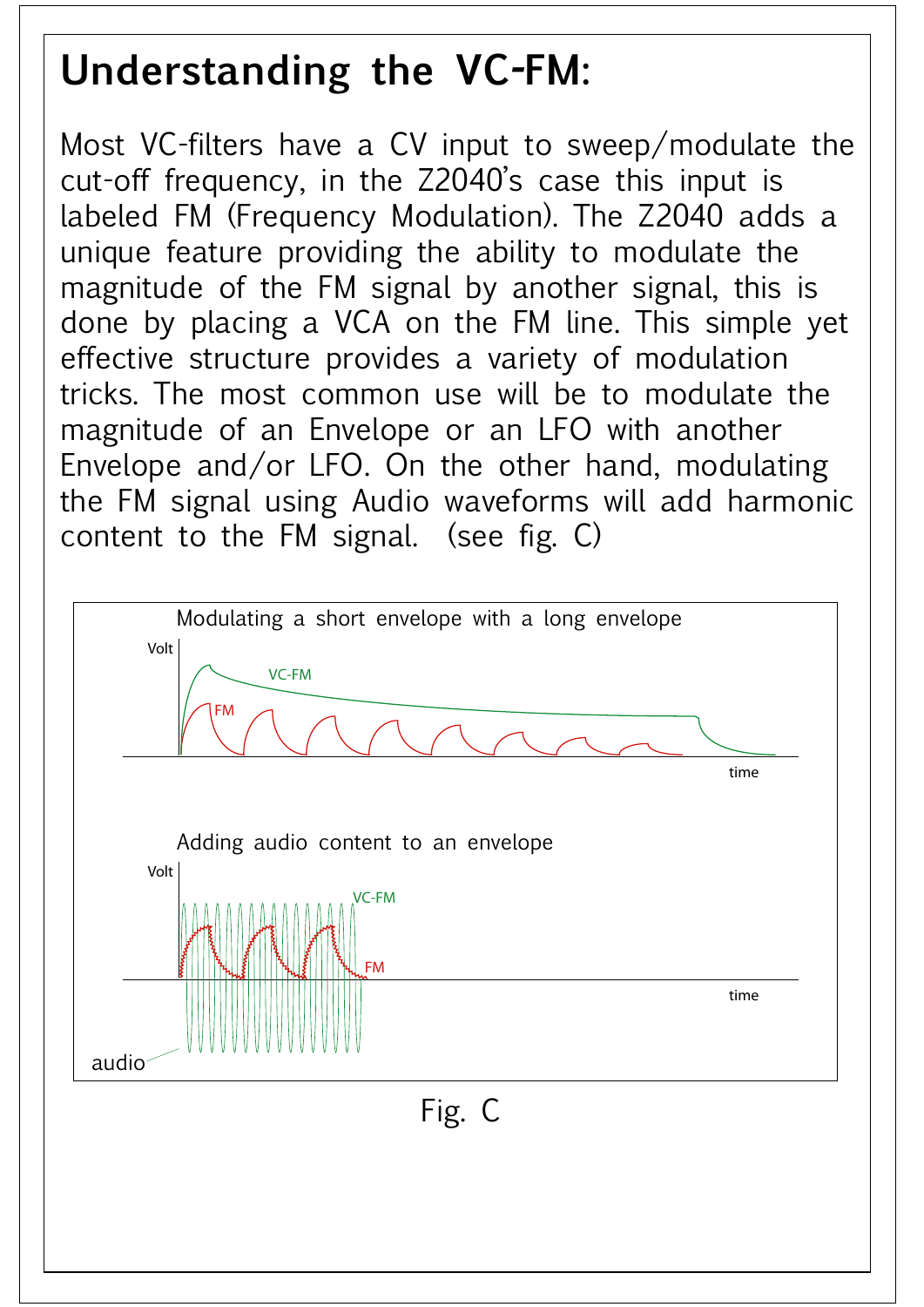# Understanding the VC-FM:

Most VC-filters have a CV input to sweep/modulate the cut-off frequency, in the Z2040's case this input is labeled FM (Frequency Modulation). The Z2040 adds a unique feature providing the ability to modulate the magnitude of the FM signal by another signal, this is done by placing a VCA on the FM line. This simple yet effective structure provides a variety of modulation tricks. The most common use will be to modulate the magnitude of an Envelope or an LFO with another Envelope and/or LFO. On the other hand, modulating the FM signal using Audio waveforms will add harmonic content to the FM signal. (see fig. C)

Modulating a short envelope with a long envelope

Volt

VC-FM

FM

time

Adding audio content to an envelope

Volt

VC-FM

FM

time

audio

Fig. C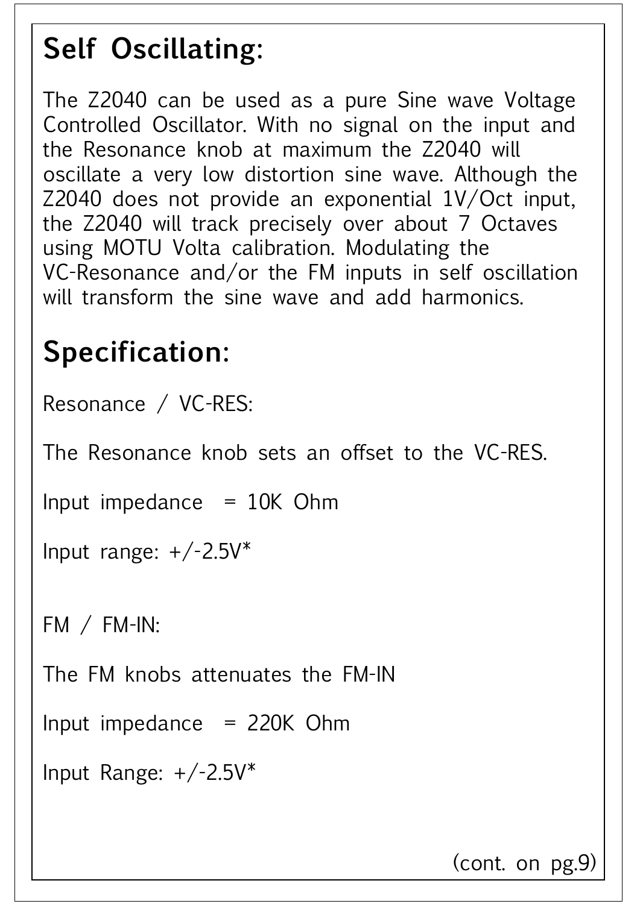## Self Oscillating:

The Z2040 can be used as a pure Sine wave Voltage Controlled Oscillator. With no signal on the input and the Resonance knob at maximum the Z2040 will oscillate a very low distortion sine wave. Although the Z2040 does not provide an exponential 1V/Oct input, the Z2040 will track precisely over about 7 Octaves using MOTU Volta calibration. Modulating the VC-Resonance and/or the FM inputs in self oscillation will transform the sine wave and add harmonics.

## Specification:

Resonance / VC-RES:

The Resonance knob sets an offset to the VC-RES.

Input impedance = 10K Ohm

Input range: +/-2.5V*

FM / FM-IN:

The FM knobs attenuates the FM-IN

Input impedance = 220K Ohm

Input Range: +/-2.5V*

(cont. on pg.9)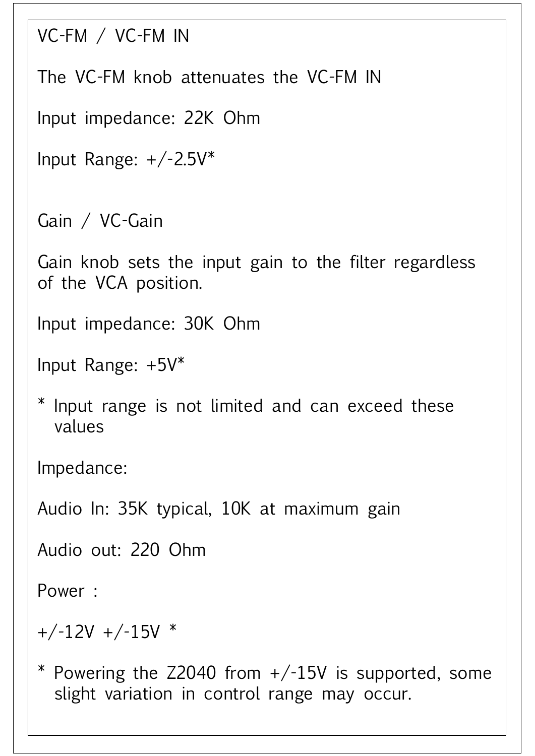VC-FM / VC-FM IN

The VC-FM knob attenuates the VC-FM IN

Input impedance: 22K Ohm

Input Range: +/-2.5V*

Gain / VC-Gain

Gain knob sets the input gain to the filter regardless of the VCA position.

Input impedance: 30K Ohm

Input Range: +5V*

\* Input range is not limited and can exceed these values

Impedance:

Audio In: 35K typical, 10K at maximum gain

Audio out: 220 Ohm

Power :

+/-12V +/-15V *

\* Powering the Z2040 from +/-15V is supported, some slight variation in control range may occur.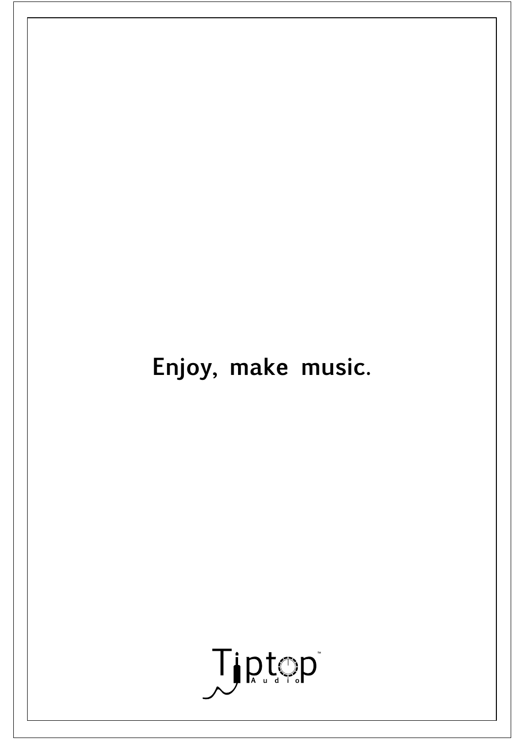**Enjoy, make music.**

Tiptop™ Audio